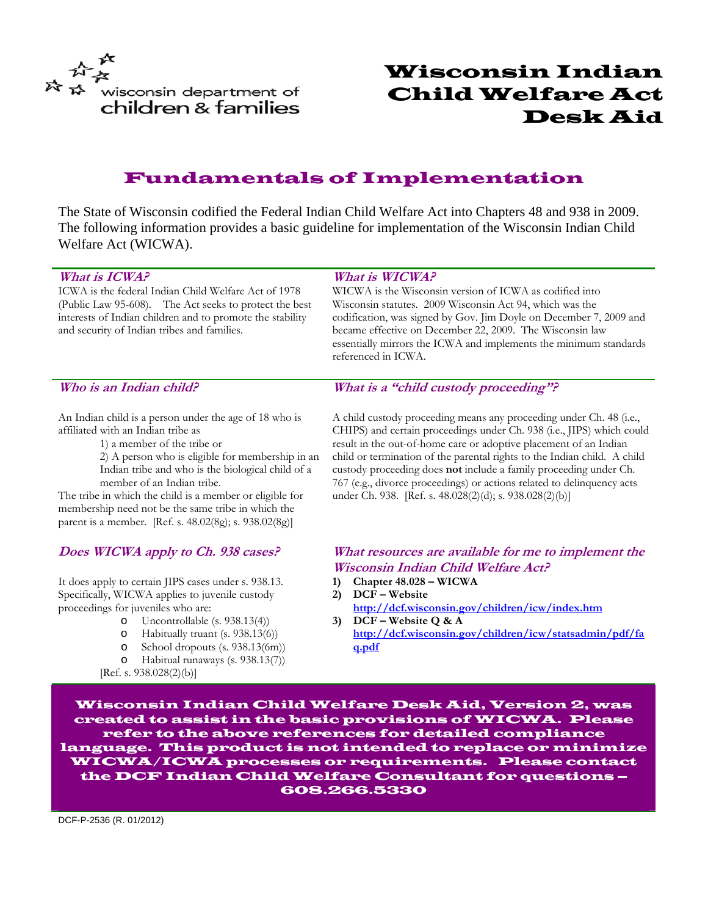wisconsin department of children & families

# Wisconsin Indian Child Welfare Act Desk Aid

## Fundamentals of Implementation

The State of Wisconsin codified the Federal Indian Child Welfare Act into Chapters 48 and 938 in 2009. The following information provides a basic guideline for implementation of the Wisconsin Indian Child Welfare Act (WICWA).

### *What is ICWA?*

ICWA is the federal Indian Child Welfare Act of 1978 (Public Law 95-608). The Act seeks to protect the best interests of Indian children and to promote the stability and security of Indian tribes and families.

### *What is WICWA?*

WICWA is the Wisconsin version of ICWA as codified into Wisconsin statutes. 2009 Wisconsin Act 94, which was the codification, was signed by Gov. Jim Doyle on December 7, 2009 and became effective on December 22, 2009. The Wisconsin law essentially mirrors the ICWA and implements the minimum standards referenced in ICWA.

### *Who is an Indian child?*

An Indian child is a person under the age of 18 who is affiliated with an Indian tribe as

1) a member of the tribe or
2) A person who is eligible for membership in an Indian tribe and who is the biological child of a member of an Indian tribe.

The tribe in which the child is a member or eligible for membership need not be the same tribe in which the parent is a member. [Ref. s. 48.02(8g); s. 938.02(8g)]

### *What is a "child custody proceeding"?*

A child custody proceeding means any proceeding under Ch. 48 (i.e., CHIPS) and certain proceedings under Ch. 938 (i.e., JIPS) which could result in the out-of-home care or adoptive placement of an Indian child or termination of the parental rights to the Indian child. A child custody proceeding does **not** include a family proceeding under Ch. 767 (e.g., divorce proceedings) or actions related to delinquency acts under Ch. 938. [Ref. s. 48.028(2)(d); s. 938.028(2)(b)]

### *Does WICWA apply to Ch. 938 cases?*

It does apply to certain JIPS cases under s. 938.13. Specifically, WICWA applies to juvenile custody proceedings for juveniles who are:

- Uncontrollable (s. 938.13(4))
- Habitually truant (s. 938.13(6))
- School dropouts (s. 938.13(6m))
- Habitual runaways (s. 938.13(7))

[Ref. s. 938.028(2)(b)]

### *What resources are available for me to implement the Wisconsin Indian Child Welfare Act?*

1) **Chapter 48.028 – WICWA**
2) **DCF – Website**
   **http://dcf.wisconsin.gov/children/icw/index.htm**
3) **DCF – Website Q & A**
   **http://dcf.wisconsin.gov/children/icw/statsadmin/pdf/faq.pdf**

**Wisconsin Indian Child Welfare Desk Aid, Version 2, was created to assist in the basic provisions of WICWA. Please refer to the above references for detailed compliance language. This product is not intended to replace or minimize WICWA/ICWA processes or requirements. Please contact the DCF Indian Child Welfare Consultant for questions – 608.266.5330**

DCF-P-2536 (R. 01/2012)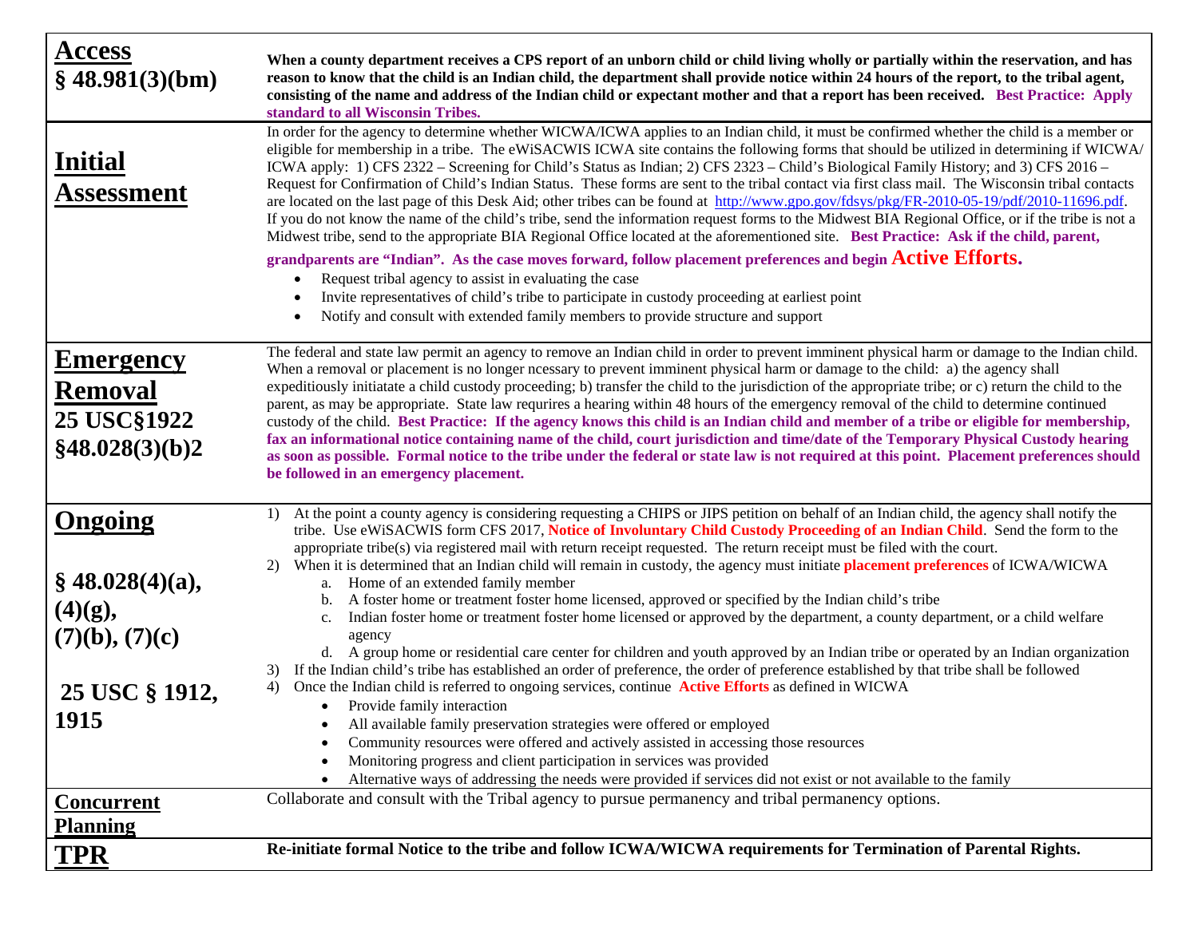| | |
|---|---|
| **Access**<br>**§ 48.981(3)(bm)** | **When a county department receives a CPS report of an unborn child or child living wholly or partially within the reservation, and has reason to know that the child is an Indian child, the department shall provide notice within 24 hours of the report, to the tribal agent, consisting of the name and address of the Indian child or expectant mother and that a report has been received. Best Practice: Apply standard to all Wisconsin Tribes.** |
| **Initial Assessment** | In order for the agency to determine whether WICWA/ICWA applies to an Indian child, it must be confirmed whether the child is a member or eligible for membership in a tribe. The eWiSACWIS ICWA site contains the following forms that should be utilized in determining if WICWA/ ICWA apply: 1) CFS 2322 – Screening for Child's Status as Indian; 2) CFS 2323 – Child's Biological Family History; and 3) CFS 2016 – Request for Confirmation of Child's Indian Status. These forms are sent to the tribal contact via first class mail. The Wisconsin tribal contacts are located on the last page of this Desk Aid; other tribes can be found at http://www.gpo.gov/fdsys/pkg/FR-2010-05-19/pdf/2010-11696.pdf. If you do not know the name of the child's tribe, send the information request forms to the Midwest BIA Regional Office, or if the tribe is not a Midwest tribe, send to the appropriate BIA Regional Office located at the aforementioned site. **Best Practice: Ask if the child, parent, grandparents are "Indian". As the case moves forward, follow placement preferences and begin Active Efforts.**<br>• Request tribal agency to assist in evaluating the case<br>• Invite representatives of child's tribe to participate in custody proceeding at earliest point<br>• Notify and consult with extended family members to provide structure and support |
| **Emergency Removal**<br>**25 USC§1922**<br>**§48.028(3)(b)2** | The federal and state law permit an agency to remove an Indian child in order to prevent imminent physical harm or damage to the Indian child. When a removal or placement is no longer ncessary to prevent imminent physical harm or damage to the child: a) the agency shall expeditiously initiatate a child custody proceeding; b) transfer the child to the jurisdiction of the appropriate tribe; or c) return the child to the parent, as may be appropriate. State law requrires a hearing within 48 hours of the emergency removal of the child to determine continued custody of the child. **Best Practice: If the agency knows this child is an Indian child and member of a tribe or eligible for membership, fax an informational notice containing name of the child, court jurisdiction and time/date of the Temporary Physical Custody hearing as soon as possible. Formal notice to the tribe under the federal or state law is not required at this point. Placement preferences should be followed in an emergency placement.** |
| **Ongoing**<br><br>**§ 48.028(4)(a), (4)(g), (7)(b), (7)(c)**<br><br>**25 USC § 1912, 1915** | 1) At the point a county agency is considering requesting a CHIPS or JIPS petition on behalf of an Indian child, the agency shall notify the tribe. Use eWiSACWIS form CFS 2017, **Notice of Involuntary Child Custody Proceeding of an Indian Child**. Send the form to the appropriate tribe(s) via registered mail with return receipt requested. The return receipt must be filed with the court.<br>2) When it is determined that an Indian child will remain in custody, the agency must initiate **placement preferences** of ICWA/WICWA<br>&nbsp;&nbsp;a. Home of an extended family member<br>&nbsp;&nbsp;b. A foster home or treatment foster home licensed, approved or specified by the Indian child's tribe<br>&nbsp;&nbsp;c. Indian foster home or treatment foster home licensed or approved by the department, a county department, or a child welfare agency<br>&nbsp;&nbsp;d. A group home or residential care center for children and youth approved by an Indian tribe or operated by an Indian organization<br>3) If the Indian child's tribe has established an order of preference, the order of preference established by that tribe shall be followed<br>4) Once the Indian child is referred to ongoing services, continue **Active Efforts** as defined in WICWA<br>&nbsp;&nbsp;• Provide family interaction<br>&nbsp;&nbsp;• All available family preservation strategies were offered or employed<br>&nbsp;&nbsp;• Community resources were offered and actively assisted in accessing those resources<br>&nbsp;&nbsp;• Monitoring progress and client participation in services was provided<br>&nbsp;&nbsp;• Alternative ways of addressing the needs were provided if services did not exist or not available to the family |
| **Concurrent Planning** | Collaborate and consult with the Tribal agency to pursue permanency and tribal permanency options. |
| **TPR** | **Re-initiate formal Notice to the tribe and follow ICWA/WICWA requirements for Termination of Parental Rights.** |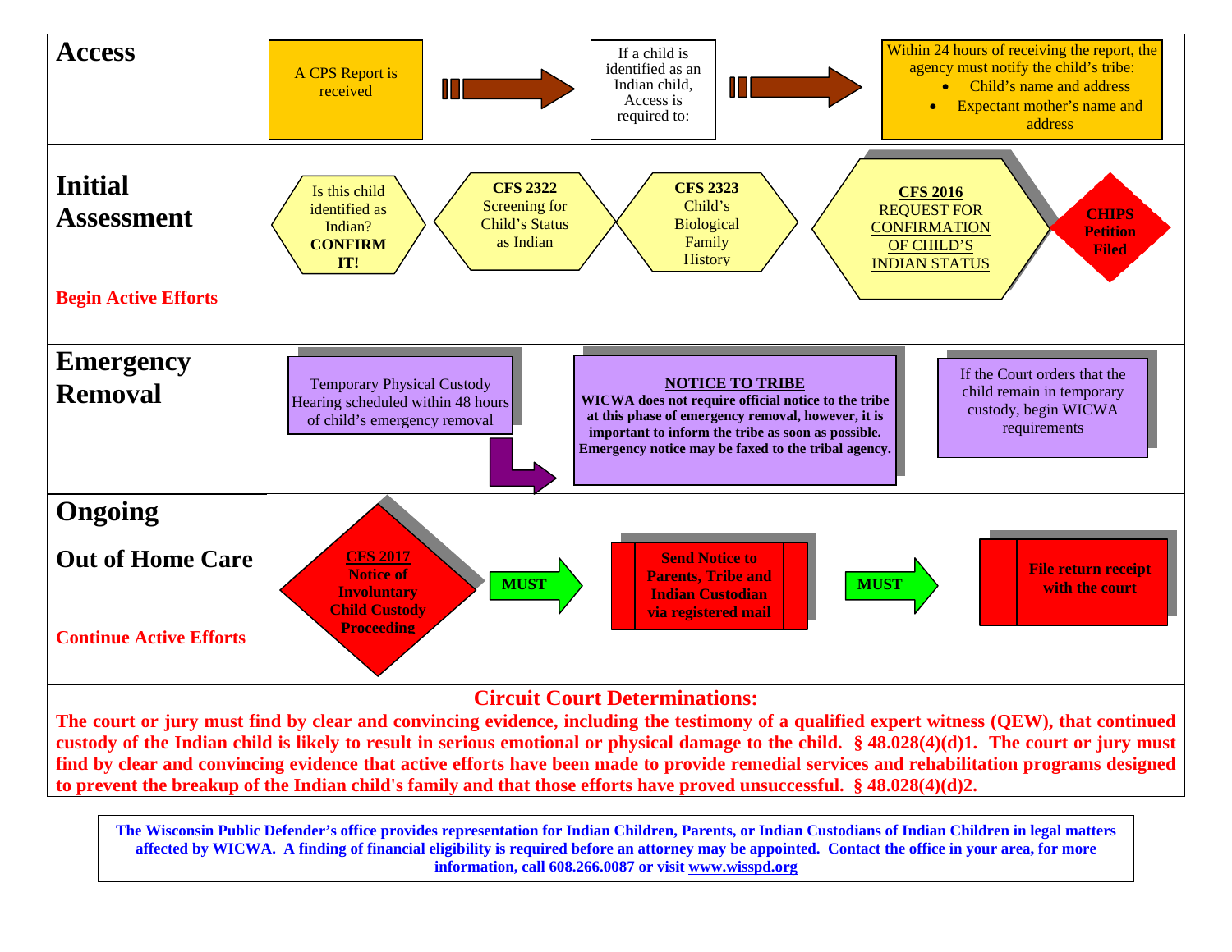## Access

A CPS Report is received → If a child is identified as an Indian child, Access is required to: → Within 24 hours of receiving the report, the agency must notify the child's tribe:

- Child's name and address
- Expectant mother's name and address

## Initial Assessment

**Begin Active Efforts**

- Is this child identified as Indian? **CONFIRM IT!**
- **CFS 2322** Screening for Child's Status as Indian
- **CFS 2323** Child's Biological Family History
- **CFS 2016** REQUEST FOR CONFIRMATION OF CHILD'S INDIAN STATUS
- **CHIPS Petition Filed**

## Emergency Removal

- Temporary Physical Custody Hearing scheduled within 48 hours of child's emergency removal
- **NOTICE TO TRIBE**
  **WICWA does not require official notice to the tribe at this phase of emergency removal, however, it is important to inform the tribe as soon as possible. Emergency notice may be faxed to the tribal agency.**
- If the Court orders that the child remain in temporary custody, begin WICWA requirements

## Ongoing

## Out of Home Care

**Continue Active Efforts**

**CFS 2017 Notice of Involuntary Child Custody Proceeding** → **MUST** → **Send Notice to Parents, Tribe and Indian Custodian via registered mail** → **MUST** → **File return receipt with the court**

## Circuit Court Determinations:

**The court or jury must find by clear and convincing evidence, including the testimony of a qualified expert witness (QEW), that continued custody of the Indian child is likely to result in serious emotional or physical damage to the child. § 48.028(4)(d)1. The court or jury must find by clear and convincing evidence that active efforts have been made to provide remedial services and rehabilitation programs designed to prevent the breakup of the Indian child's family and that those efforts have proved unsuccessful. § 48.028(4)(d)2.**

**The Wisconsin Public Defender's office provides representation for Indian Children, Parents, or Indian Custodians of Indian Children in legal matters affected by WICWA. A finding of financial eligibility is required before an attorney may be appointed. Contact the office in your area, for more information, call 608.266.0087 or visit www.wisspd.org**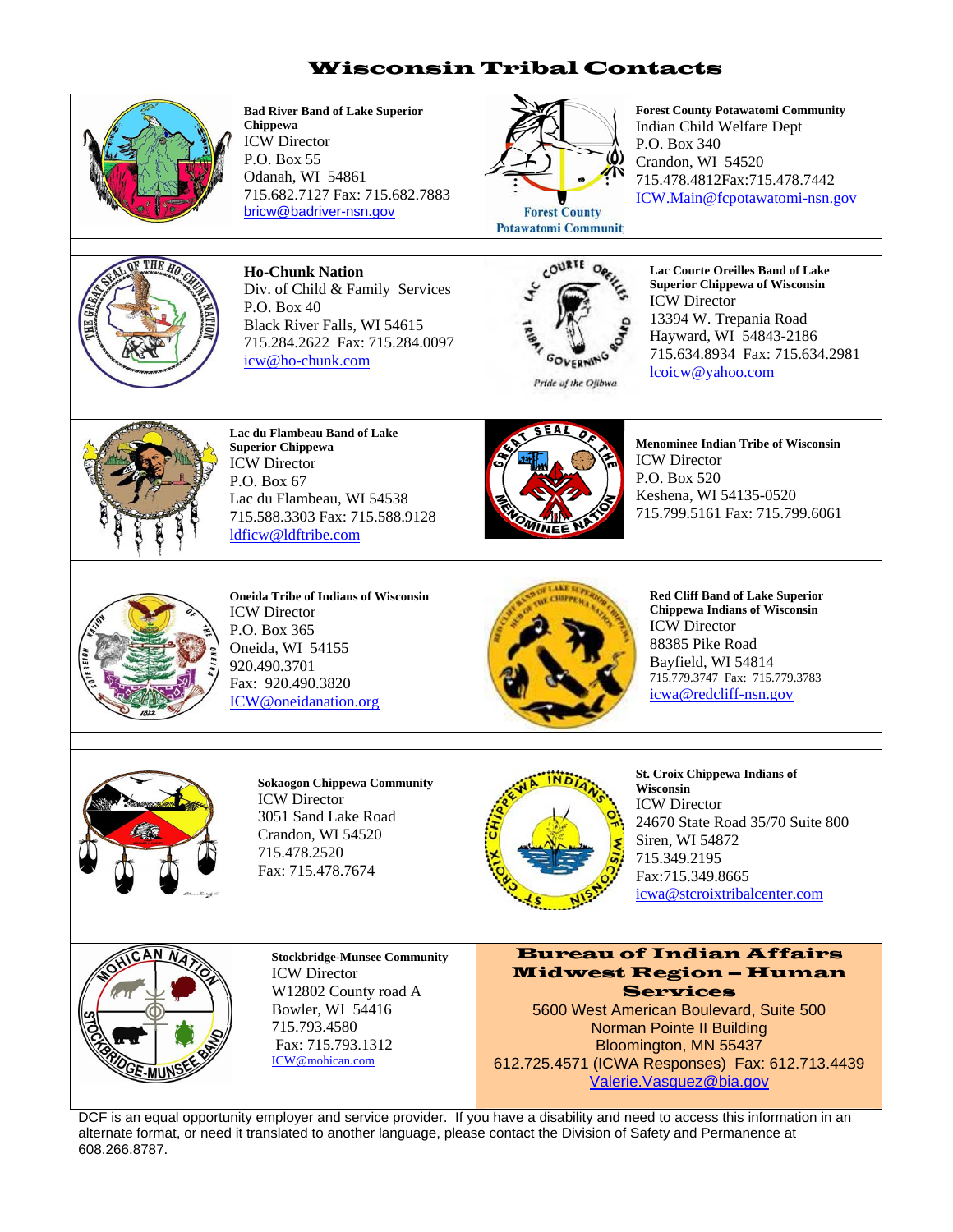# Wisconsin Tribal Contacts

**Bad River Band of Lake Superior Chippewa**
ICW Director
P.O. Box 55
Odanah, WI 54861
715.682.7127 Fax: 715.682.7883
bricw@badriver-nsn.gov

**Forest County Potawatomi Community**
Indian Child Welfare Dept
P.O. Box 340
Crandon, WI 54520
715.478.4812Fax:715.478.7442
ICW.Main@fcpotawatomi-nsn.gov

**Ho-Chunk Nation**
Div. of Child & Family Services
P.O. Box 40
Black River Falls, WI 54615
715.284.2622 Fax: 715.284.0097
icw@ho-chunk.com

**Lac Courte Oreilles Band of Lake Superior Chippewa of Wisconsin**
ICW Director
13394 W. Trepania Road
Hayward, WI 54843-2186
715.634.8934 Fax: 715.634.2981
lcoicw@yahoo.com

**Lac du Flambeau Band of Lake Superior Chippewa**
ICW Director
P.O. Box 67
Lac du Flambeau, WI 54538
715.588.3303 Fax: 715.588.9128
ldficw@ldftribe.com

**Menominee Indian Tribe of Wisconsin**
ICW Director
P.O. Box 520
Keshena, WI 54135-0520
715.799.5161 Fax: 715.799.6061

**Oneida Tribe of Indians of Wisconsin**
ICW Director
P.O. Box 365
Oneida, WI 54155
920.490.3701
Fax: 920.490.3820
ICW@oneidanation.org

**Red Cliff Band of Lake Superior Chippewa Indians of Wisconsin**
ICW Director
88385 Pike Road
Bayfield, WI 54814
715.779.3747 Fax: 715.779.3783
icwa@redcliff-nsn.gov

**Sokaogon Chippewa Community**
ICW Director
3051 Sand Lake Road
Crandon, WI 54520
715.478.2520
Fax: 715.478.7674

**St. Croix Chippewa Indians of Wisconsin**
ICW Director
24670 State Road 35/70 Suite 800
Siren, WI 54872
715.349.2195
Fax:715.349.8665
icwa@stcroixtribalcenter.com

**Stockbridge-Munsee Community**
ICW Director
W12802 County road A
Bowler, WI 54416
715.793.4580
Fax: 715.793.1312
ICW@mohican.com

**Bureau of Indian Affairs Midwest Region – Human Services**
5600 West American Boulevard, Suite 500
Norman Pointe II Building
Bloomington, MN 55437
612.725.4571 (ICWA Responses) Fax: 612.713.4439
Valerie.Vasquez@bia.gov

DCF is an equal opportunity employer and service provider. If you have a disability and need to access this information in an alternate format, or need it translated to another language, please contact the Division of Safety and Permanence at 608.266.8787.